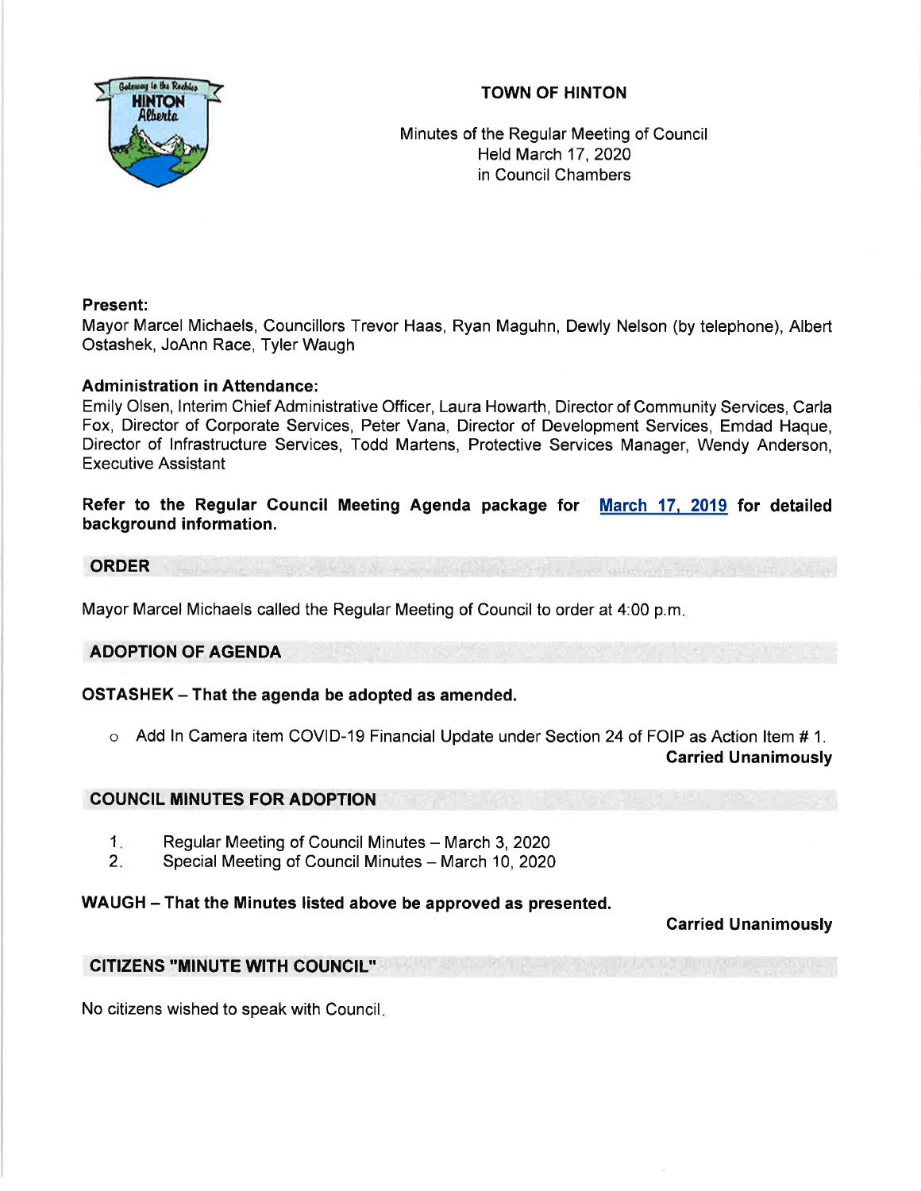# TOWN OF HINTON

Minutes of the Regular Meeting of Council
Held March 17, 2020
in Council Chambers

**Present:**
Mayor Marcel Michaels, Councillors Trevor Haas, Ryan Maguhn, Dewly Nelson (by telephone), Albert Ostashek, JoAnn Race, Tyler Waugh

**Administration in Attendance:**
Emily Olsen, Interim Chief Administrative Officer, Laura Howarth, Director of Community Services, Carla Fox, Director of Corporate Services, Peter Vana, Director of Development Services, Emdad Haque, Director of Infrastructure Services, Todd Martens, Protective Services Manager, Wendy Anderson, Executive Assistant

**Refer to the Regular Council Meeting Agenda package for March 17, 2019 for detailed background information.**

## ORDER

Mayor Marcel Michaels called the Regular Meeting of Council to order at 4:00 p.m.

## ADOPTION OF AGENDA

**OSTASHEK – That the agenda be adopted as amended.**

- Add In Camera item COVID-19 Financial Update under Section 24 of FOIP as Action Item # 1.

**Carried Unanimously**

## COUNCIL MINUTES FOR ADOPTION

1. Regular Meeting of Council Minutes – March 3, 2020
2. Special Meeting of Council Minutes – March 10, 2020

**WAUGH – That the Minutes listed above be approved as presented.**

**Carried Unanimously**

## CITIZENS "MINUTE WITH COUNCIL"

No citizens wished to speak with Council.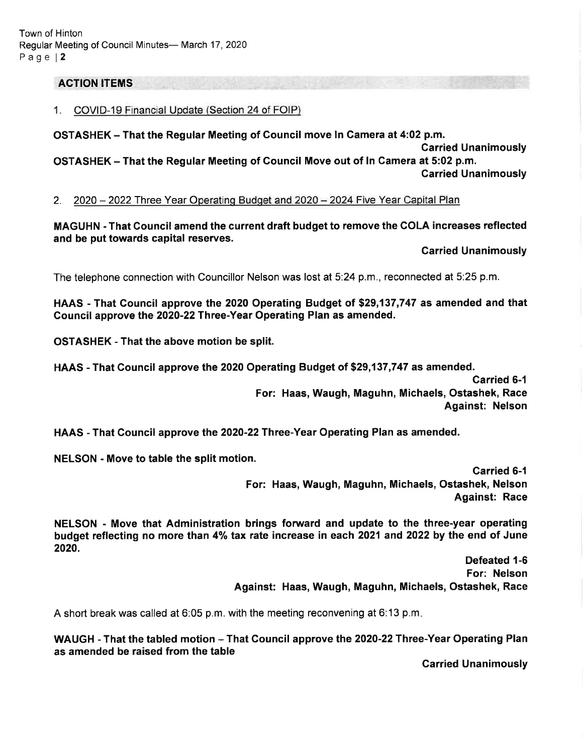## ACTION ITEMS

1. COVID-19 Financial Update (Section 24 of FOIP)

**OSTASHEK – That the Regular Meeting of Council move In Camera at 4:02 p.m.**

**Carried Unanimously**

**OSTASHEK – That the Regular Meeting of Council Move out of In Camera at 5:02 p.m.**

**Carried Unanimously**

2. 2020 – 2022 Three Year Operating Budget and 2020 – 2024 Five Year Capital Plan

**MAGUHN - That Council amend the current draft budget to remove the COLA increases reflected and be put towards capital reserves.**

**Carried Unanimously**

The telephone connection with Councillor Nelson was lost at 5:24 p.m., reconnected at 5:25 p.m.

**HAAS - That Council approve the 2020 Operating Budget of $29,137,747 as amended and that Council approve the 2020-22 Three-Year Operating Plan as amended.**

**OSTASHEK - That the above motion be split.**

**HAAS - That Council approve the 2020 Operating Budget of $29,137,747 as amended.**

**Carried 6-1**
**For: Haas, Waugh, Maguhn, Michaels, Ostashek, Race**
**Against: Nelson**

**HAAS - That Council approve the 2020-22 Three-Year Operating Plan as amended.**

**NELSON - Move to table the split motion.**

**Carried 6-1**
**For: Haas, Waugh, Maguhn, Michaels, Ostashek, Nelson**
**Against: Race**

**NELSON - Move that Administration brings forward and update to the three-year operating budget reflecting no more than 4% tax rate increase in each 2021 and 2022 by the end of June 2020.**

**Defeated 1-6**
**For: Nelson**
**Against: Haas, Waugh, Maguhn, Michaels, Ostashek, Race**

A short break was called at 6:05 p.m. with the meeting reconvening at 6:13 p.m.

**WAUGH - That the tabled motion – That Council approve the 2020-22 Three-Year Operating Plan as amended be raised from the table**

**Carried Unanimously**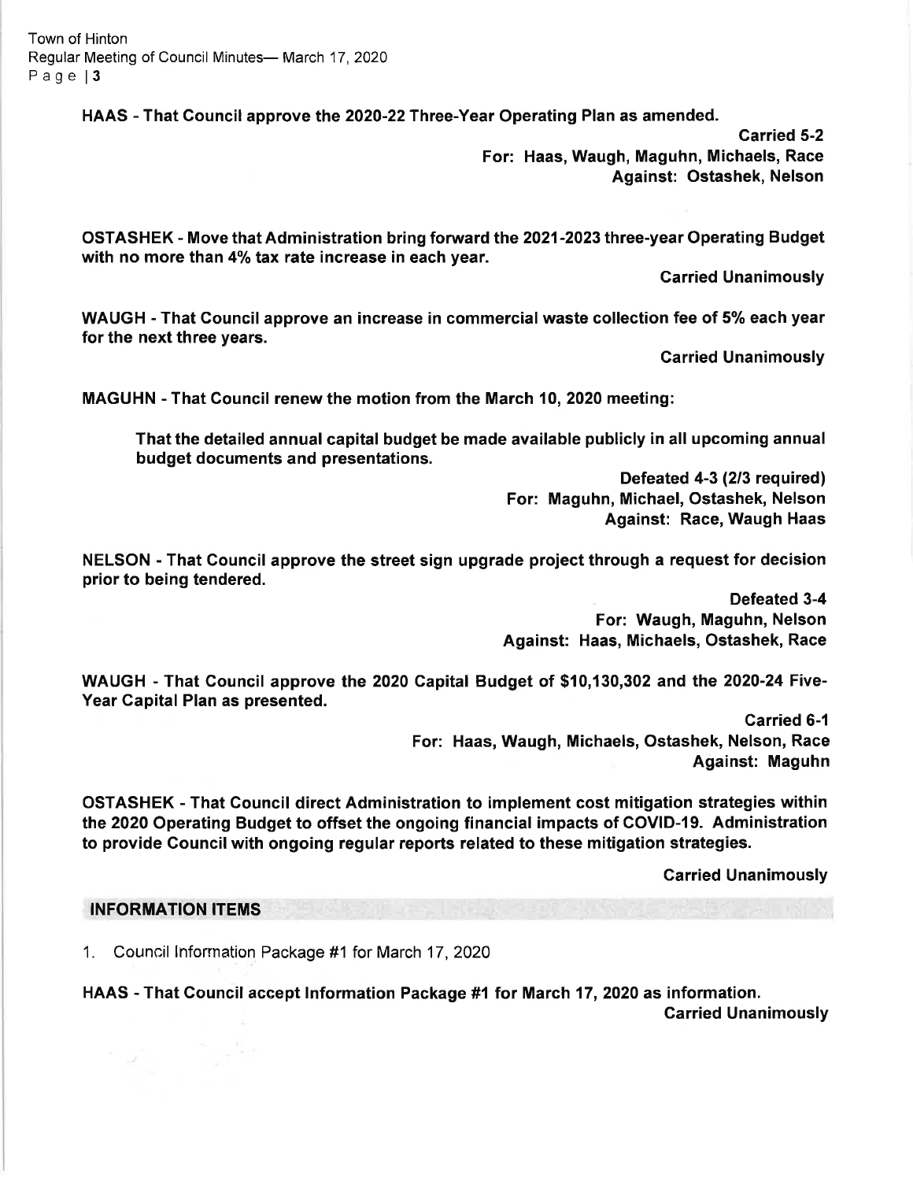**HAAS - That Council approve the 2020-22 Three-Year Operating Plan as amended.**

**Carried 5-2**
**For: Haas, Waugh, Maguhn, Michaels, Race**
**Against: Ostashek, Nelson**

**OSTASHEK - Move that Administration bring forward the 2021-2023 three-year Operating Budget with no more than 4% tax rate increase in each year.**

**Carried Unanimously**

**WAUGH - That Council approve an increase in commercial waste collection fee of 5% each year for the next three years.**

**Carried Unanimously**

**MAGUHN - That Council renew the motion from the March 10, 2020 meeting:**

> **That the detailed annual capital budget be made available publicly in all upcoming annual budget documents and presentations.**

**Defeated 4-3 (2/3 required)**
**For: Maguhn, Michael, Ostashek, Nelson**
**Against: Race, Waugh Haas**

**NELSON - That Council approve the street sign upgrade project through a request for decision prior to being tendered.**

**Defeated 3-4**
**For: Waugh, Maguhn, Nelson**
**Against: Haas, Michaels, Ostashek, Race**

**WAUGH - That Council approve the 2020 Capital Budget of $10,130,302 and the 2020-24 Five-Year Capital Plan as presented.**

**Carried 6-1**
**For: Haas, Waugh, Michaels, Ostashek, Nelson, Race**
**Against: Maguhn**

**OSTASHEK - That Council direct Administration to implement cost mitigation strategies within the 2020 Operating Budget to offset the ongoing financial impacts of COVID-19. Administration to provide Council with ongoing regular reports related to these mitigation strategies.**

**Carried Unanimously**

## INFORMATION ITEMS

1. Council Information Package #1 for March 17, 2020

**HAAS - That Council accept Information Package #1 for March 17, 2020 as information.**
**Carried Unanimously**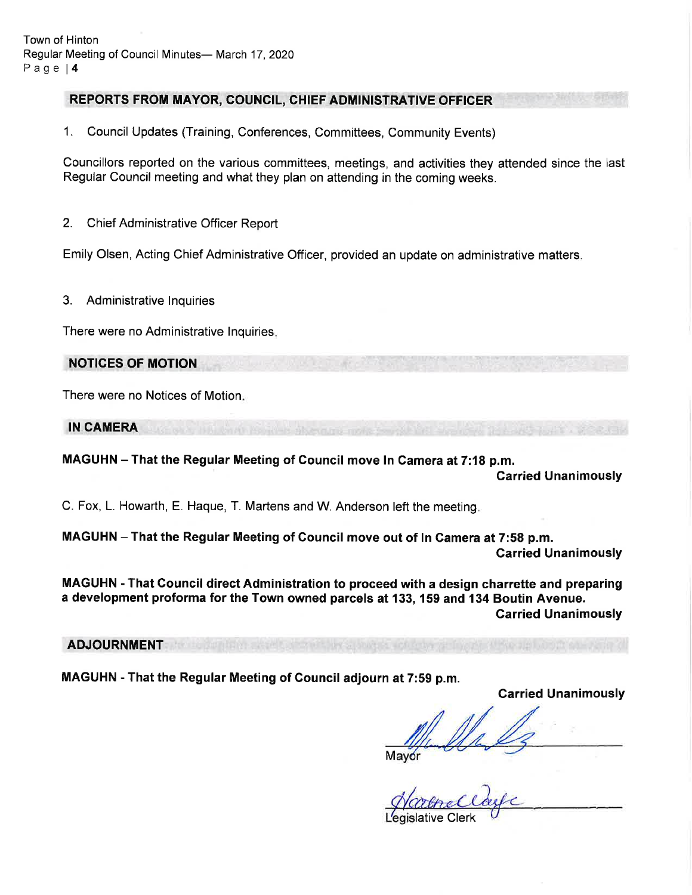## REPORTS FROM MAYOR, COUNCIL, CHIEF ADMINISTRATIVE OFFICER

1. Council Updates (Training, Conferences, Committees, Community Events)

Councillors reported on the various committees, meetings, and activities they attended since the last Regular Council meeting and what they plan on attending in the coming weeks.

2. Chief Administrative Officer Report

Emily Olsen, Acting Chief Administrative Officer, provided an update on administrative matters.

3. Administrative Inquiries

There were no Administrative Inquiries.

## NOTICES OF MOTION

There were no Notices of Motion.

## IN CAMERA

**MAGUHN – That the Regular Meeting of Council move In Camera at 7:18 p.m.**
**Carried Unanimously**

C. Fox, L. Howarth, E. Haque, T. Martens and W. Anderson left the meeting.

**MAGUHN – That the Regular Meeting of Council move out of In Camera at 7:58 p.m.**
**Carried Unanimously**

**MAGUHN - That Council direct Administration to proceed with a design charrette and preparing a development proforma for the Town owned parcels at 133, 159 and 134 Boutin Avenue.**
**Carried Unanimously**

## ADJOURNMENT

**MAGUHN - That the Regular Meeting of Council adjourn at 7:59 p.m.**
**Carried Unanimously**

Mayor

Legislative Clerk